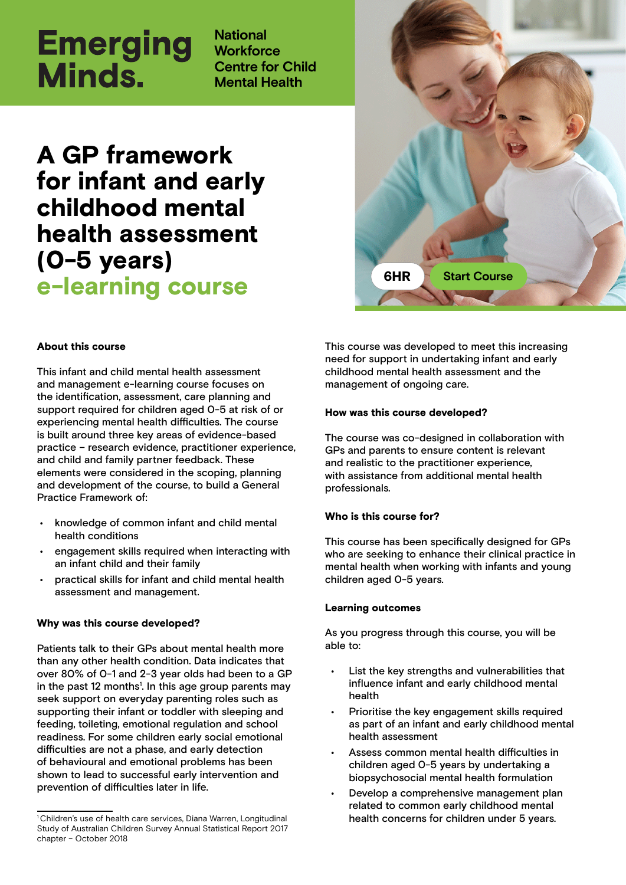Emerging Minds.

National Workforce Centre for Child Mental Health

# A GP framework for infant and early childhood mental health assessment (0-5 years) e-learning course

6HR

Start Course

### About this course

This infant and child mental health assessment and management e-learning course focuses on the identification, assessment, care planning and support required for children aged 0-5 at risk of or experiencing mental health difficulties. The course is built around three key areas of evidence-based practice – research evidence, practitioner experience, and child and family partner feedback. These elements were considered in the scoping, planning and development of the course, to build a General Practice Framework of:

- knowledge of common infant and child mental health conditions
- engagement skills required when interacting with an infant child and their family
- practical skills for infant and child mental health assessment and management.

### Why was this course developed?

Patients talk to their GPs about mental health more than any other health condition. Data indicates that over 80% of 0-1 and 2-3 year olds had been to a GP in the past 12 months[1]. In this age group parents may seek support on everyday parenting roles such as supporting their infant or toddler with sleeping and feeding, toileting, emotional regulation and school readiness. For some children early social emotional difficulties are not a phase, and early detection of behavioural and emotional problems has been shown to lead to successful early intervention and prevention of difficulties later in life.

This course was developed to meet this increasing need for support in undertaking infant and early childhood mental health assessment and the management of ongoing care.

### How was this course developed?

The course was co-designed in collaboration with GPs and parents to ensure content is relevant and realistic to the practitioner experience, with assistance from additional mental health professionals.

### Who is this course for?

This course has been specifically designed for GPs who are seeking to enhance their clinical practice in mental health when working with infants and young children aged 0-5 years.

### Learning outcomes

As you progress through this course, you will be able to:

- List the key strengths and vulnerabilities that influence infant and early childhood mental health
- Prioritise the key engagement skills required as part of an infant and early childhood mental health assessment
- Assess common mental health difficulties in children aged 0-5 years by undertaking a biopsychosocial mental health formulation
- Develop a comprehensive management plan related to common early childhood mental health concerns for children under 5 years.

[1] Children's use of health care services, Diana Warren, Longitudinal Study of Australian Children Survey Annual Statistical Report 2017 chapter – October 2018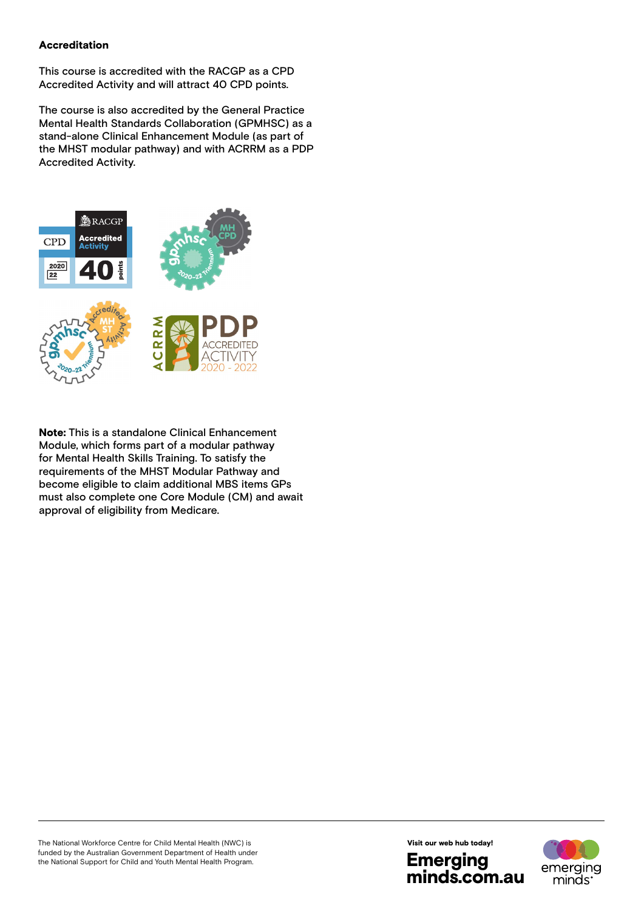**Accreditation**

This course is accredited with the RACGP as a CPD Accredited Activity and will attract 40 CPD points.

The course is also accredited by the General Practice Mental Health Standards Collaboration (GPMHSC) as a stand-alone Clinical Enhancement Module (as part of the MHST modular pathway) and with ACRRM as a PDP Accredited Activity.

**Note:** This is a standalone Clinical Enhancement Module, which forms part of a modular pathway for Mental Health Skills Training. To satisfy the requirements of the MHST Modular Pathway and become eligible to claim additional MBS items GPs must also complete one Core Module (CM) and await approval of eligibility from Medicare.

The National Workforce Centre for Child Mental Health (NWC) is funded by the Australian Government Department of Health under the National Support for Child and Youth Mental Health Program.

Visit our web hub today!

**Emerging minds.com.au**